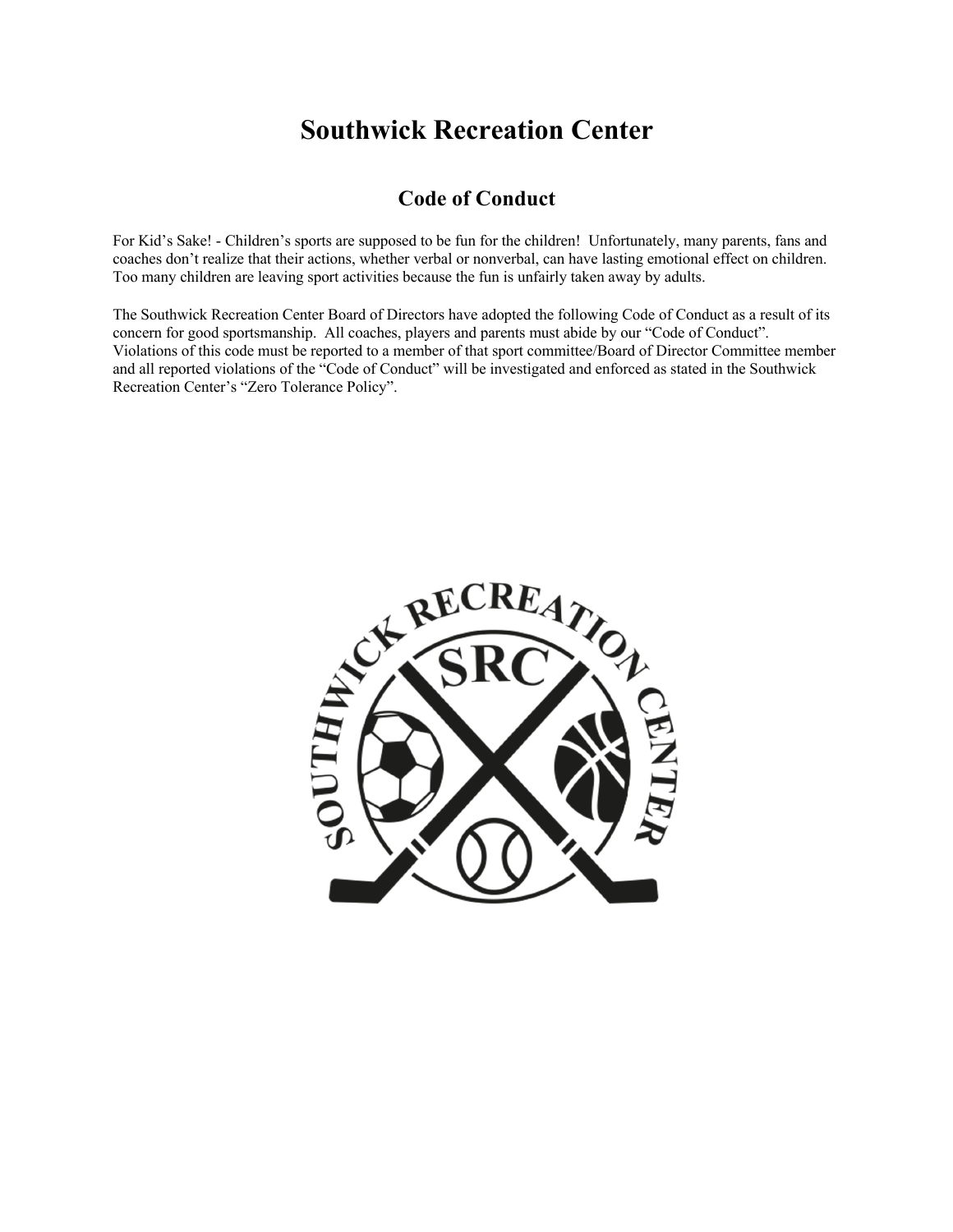# Southwick Recreation Center

## Code of Conduct

For Kid's Sake! - Children's sports are supposed to be fun for the children! Unfortunately, many parents, fans and coaches don't realize that their actions, whether verbal or nonverbal, can have lasting emotional effect on children. Too many children are leaving sport activities because the fun is unfairly taken away by adults.

The Southwick Recreation Center Board of Directors have adopted the following Code of Conduct as a result of its concern for good sportsmanship. All coaches, players and parents must abide by our "Code of Conduct". Violations of this code must be reported to a member of that sport committee/Board of Director Committee member and all reported violations of the "Code of Conduct" will be investigated and enforced as stated in the Southwick Recreation Center's "Zero Tolerance Policy".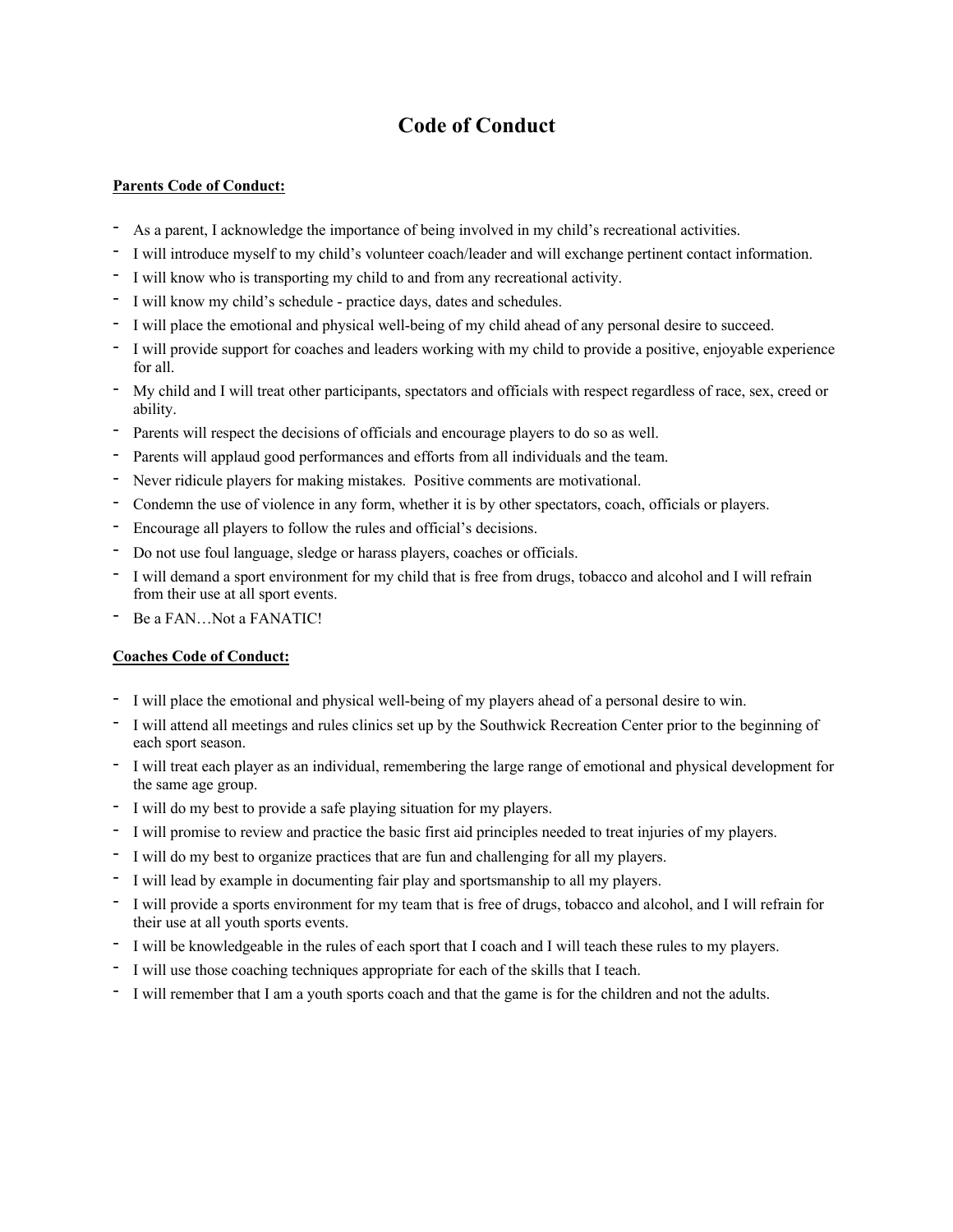# Code of Conduct

**Parents Code of Conduct:**

- As a parent, I acknowledge the importance of being involved in my child's recreational activities.
- I will introduce myself to my child's volunteer coach/leader and will exchange pertinent contact information.
- I will know who is transporting my child to and from any recreational activity.
- I will know my child's schedule - practice days, dates and schedules.
- I will place the emotional and physical well-being of my child ahead of any personal desire to succeed.
- I will provide support for coaches and leaders working with my child to provide a positive, enjoyable experience for all.
- My child and I will treat other participants, spectators and officials with respect regardless of race, sex, creed or ability.
- Parents will respect the decisions of officials and encourage players to do so as well.
- Parents will applaud good performances and efforts from all individuals and the team.
- Never ridicule players for making mistakes. Positive comments are motivational.
- Condemn the use of violence in any form, whether it is by other spectators, coach, officials or players.
- Encourage all players to follow the rules and official's decisions.
- Do not use foul language, sledge or harass players, coaches or officials.
- I will demand a sport environment for my child that is free from drugs, tobacco and alcohol and I will refrain from their use at all sport events.
- Be a FAN…Not a FANATIC!

**Coaches Code of Conduct:**

- I will place the emotional and physical well-being of my players ahead of a personal desire to win.
- I will attend all meetings and rules clinics set up by the Southwick Recreation Center prior to the beginning of each sport season.
- I will treat each player as an individual, remembering the large range of emotional and physical development for the same age group.
- I will do my best to provide a safe playing situation for my players.
- I will promise to review and practice the basic first aid principles needed to treat injuries of my players.
- I will do my best to organize practices that are fun and challenging for all my players.
- I will lead by example in documenting fair play and sportsmanship to all my players.
- I will provide a sports environment for my team that is free of drugs, tobacco and alcohol, and I will refrain for their use at all youth sports events.
- I will be knowledgeable in the rules of each sport that I coach and I will teach these rules to my players.
- I will use those coaching techniques appropriate for each of the skills that I teach.
- I will remember that I am a youth sports coach and that the game is for the children and not the adults.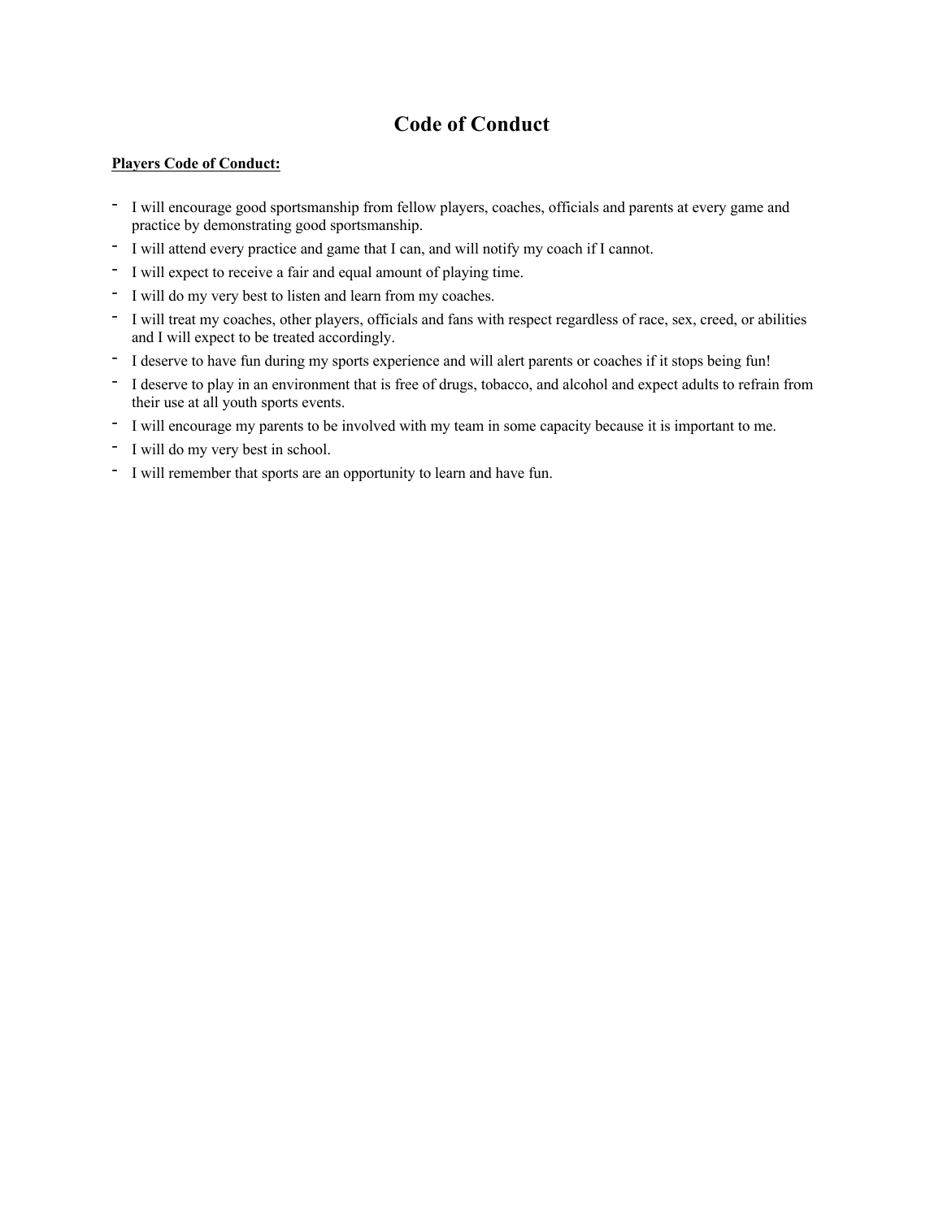# Code of Conduct

**<u>Players Code of Conduct:</u>**

- I will encourage good sportsmanship from fellow players, coaches, officials and parents at every game and practice by demonstrating good sportsmanship.
- I will attend every practice and game that I can, and will notify my coach if I cannot.
- I will expect to receive a fair and equal amount of playing time.
- I will do my very best to listen and learn from my coaches.
- I will treat my coaches, other players, officials and fans with respect regardless of race, sex, creed, or abilities and I will expect to be treated accordingly.
- I deserve to have fun during my sports experience and will alert parents or coaches if it stops being fun!
- I deserve to play in an environment that is free of drugs, tobacco, and alcohol and expect adults to refrain from their use at all youth sports events.
- I will encourage my parents to be involved with my team in some capacity because it is important to me.
- I will do my very best in school.
- I will remember that sports are an opportunity to learn and have fun.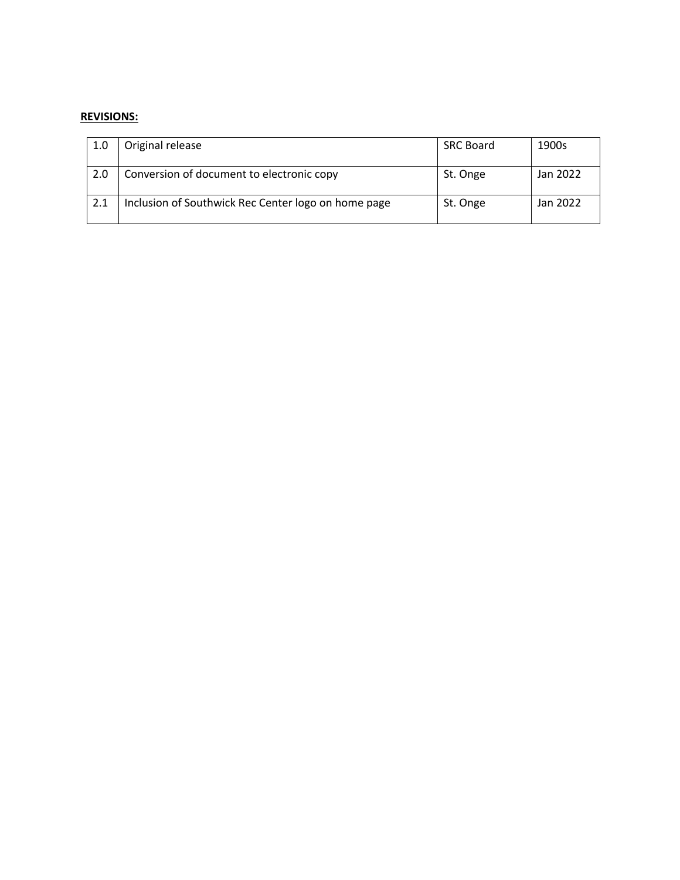**REVISIONS:**

| | | | |
|---|---|---|---|
| 1.0 | Original release | SRC Board | 1900s |
| 2.0 | Conversion of document to electronic copy | St. Onge | Jan 2022 |
| 2.1 | Inclusion of Southwick Rec Center logo on home page | St. Onge | Jan 2022 |